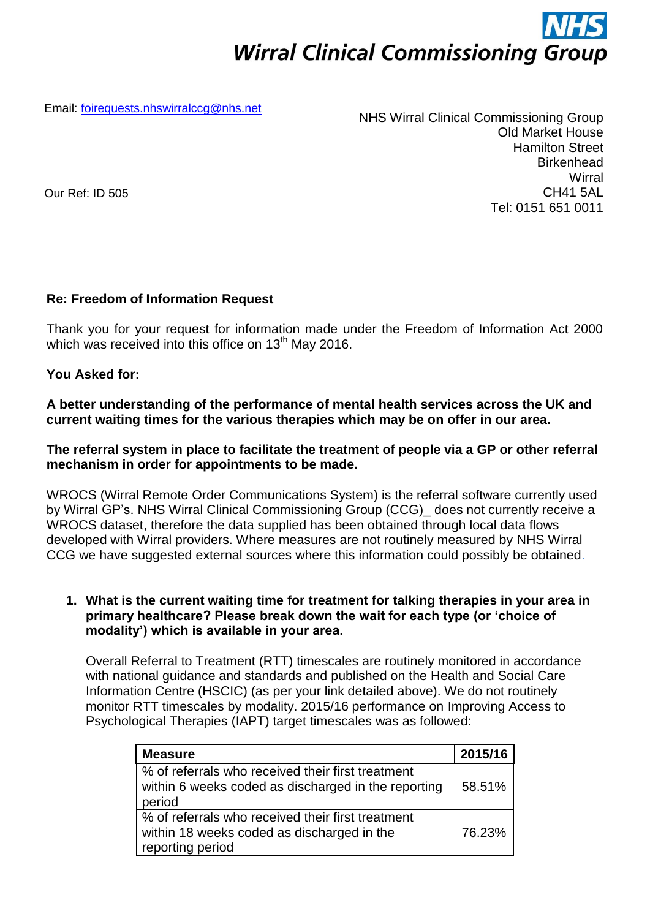# NHS Wirral Clinical Commissioning Group

Email: foirequests.nhswirralccg@nhs.net

NHS Wirral Clinical Commissioning Group
Old Market House
Hamilton Street
Birkenhead
Wirral
CH41 5AL
Tel: 0151 651 0011

Our Ref: ID 505

**Re: Freedom of Information Request**

Thank you for your request for information made under the Freedom of Information Act 2000 which was received into this office on 13th May 2016.

**You Asked for:**

**A better understanding of the performance of mental health services across the UK and current waiting times for the various therapies which may be on offer in our area.**

**The referral system in place to facilitate the treatment of people via a GP or other referral mechanism in order for appointments to be made.**

WROCS (Wirral Remote Order Communications System) is the referral software currently used by Wirral GP's. NHS Wirral Clinical Commissioning Group (CCG)_ does not currently receive a WROCS dataset, therefore the data supplied has been obtained through local data flows developed with Wirral providers. Where measures are not routinely measured by NHS Wirral CCG we have suggested external sources where this information could possibly be obtained.

1. **What is the current waiting time for treatment for talking therapies in your area in primary healthcare? Please break down the wait for each type (or 'choice of modality') which is available in your area.**

   Overall Referral to Treatment (RTT) timescales are routinely monitored in accordance with national guidance and standards and published on the Health and Social Care Information Centre (HSCIC) (as per your link detailed above). We do not routinely monitor RTT timescales by modality. 2015/16 performance on Improving Access to Psychological Therapies (IAPT) target timescales was as followed:

| Measure | 2015/16 |
|---|---|
| % of referrals who received their first treatment within 6 weeks coded as discharged in the reporting period | 58.51% |
| % of referrals who received their first treatment within 18 weeks coded as discharged in the reporting period | 76.23% |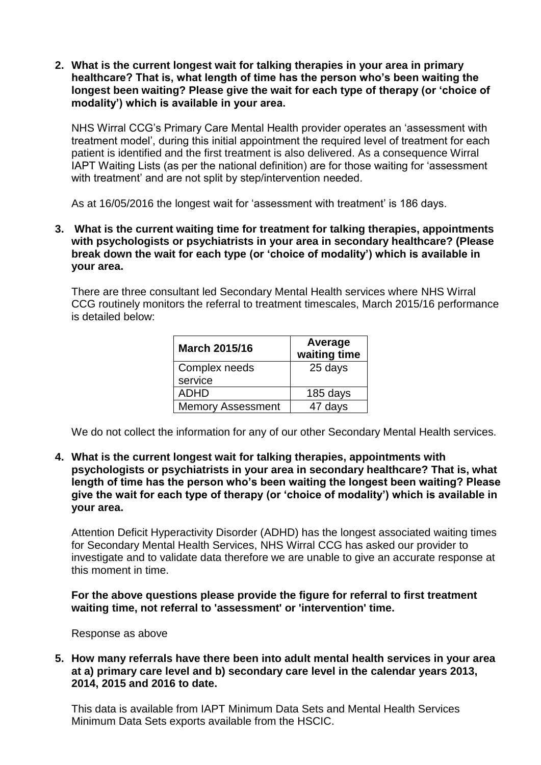2. **What is the current longest wait for talking therapies in your area in primary healthcare? That is, what length of time has the person who's been waiting the longest been waiting? Please give the wait for each type of therapy (or 'choice of modality') which is available in your area.**

   NHS Wirral CCG's Primary Care Mental Health provider operates an 'assessment with treatment model', during this initial appointment the required level of treatment for each patient is identified and the first treatment is also delivered. As a consequence Wirral IAPT Waiting Lists (as per the national definition) are for those waiting for 'assessment with treatment' and are not split by step/intervention needed.

   As at 16/05/2016 the longest wait for 'assessment with treatment' is 186 days.

3. **What is the current waiting time for treatment for talking therapies, appointments with psychologists or psychiatrists in your area in secondary healthcare? (Please break down the wait for each type (or 'choice of modality') which is available in your area.**

   There are three consultant led Secondary Mental Health services where NHS Wirral CCG routinely monitors the referral to treatment timescales, March 2015/16 performance is detailed below:

   | March 2015/16 | Average waiting time |
   | --- | --- |
   | Complex needs service | 25 days |
   | ADHD | 185 days |
   | Memory Assessment | 47 days |

   We do not collect the information for any of our other Secondary Mental Health services.

4. **What is the current longest wait for talking therapies, appointments with psychologists or psychiatrists in your area in secondary healthcare? That is, what length of time has the person who's been waiting the longest been waiting? Please give the wait for each type of therapy (or 'choice of modality') which is available in your area.**

   Attention Deficit Hyperactivity Disorder (ADHD) has the longest associated waiting times for Secondary Mental Health Services, NHS Wirral CCG has asked our provider to investigate and to validate data therefore we are unable to give an accurate response at this moment in time.

   **For the above questions please provide the figure for referral to first treatment waiting time, not referral to 'assessment' or 'intervention' time.**

   Response as above

5. **How many referrals have there been into adult mental health services in your area at a) primary care level and b) secondary care level in the calendar years 2013, 2014, 2015 and 2016 to date.**

   This data is available from IAPT Minimum Data Sets and Mental Health Services Minimum Data Sets exports available from the HSCIC.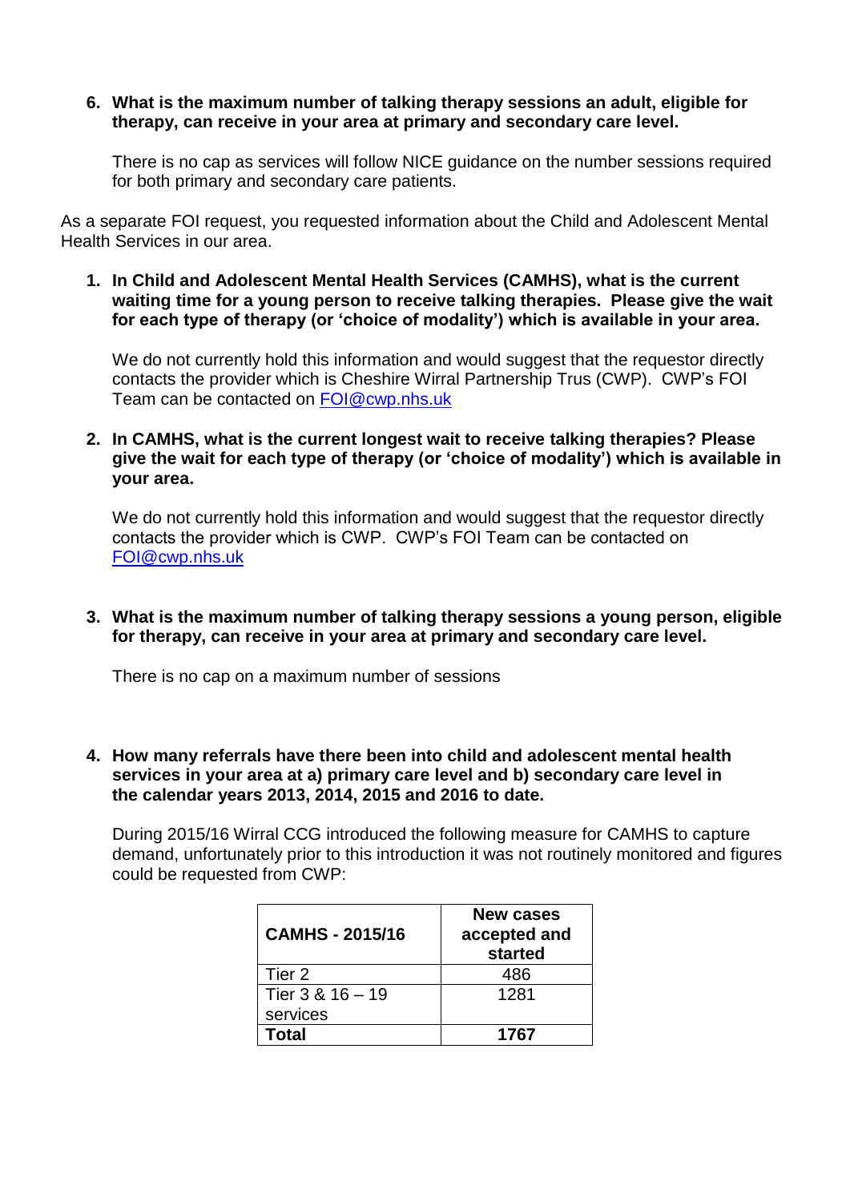6. **What is the maximum number of talking therapy sessions an adult, eligible for therapy, can receive in your area at primary and secondary care level.**

   There is no cap as services will follow NICE guidance on the number sessions required for both primary and secondary care patients.

As a separate FOI request, you requested information about the Child and Adolescent Mental Health Services in our area.

1. **In Child and Adolescent Mental Health Services (CAMHS), what is the current waiting time for a young person to receive talking therapies. Please give the wait for each type of therapy (or 'choice of modality') which is available in your area.**

   We do not currently hold this information and would suggest that the requestor directly contacts the provider which is Cheshire Wirral Partnership Trus (CWP). CWP's FOI Team can be contacted on FOI@cwp.nhs.uk

2. **In CAMHS, what is the current longest wait to receive talking therapies? Please give the wait for each type of therapy (or 'choice of modality') which is available in your area.**

   We do not currently hold this information and would suggest that the requestor directly contacts the provider which is CWP. CWP's FOI Team can be contacted on FOI@cwp.nhs.uk

3. **What is the maximum number of talking therapy sessions a young person, eligible for therapy, can receive in your area at primary and secondary care level.**

   There is no cap on a maximum number of sessions

4. **How many referrals have there been into child and adolescent mental health services in your area at a) primary care level and b) secondary care level in the calendar years 2013, 2014, 2015 and 2016 to date.**

   During 2015/16 Wirral CCG introduced the following measure for CAMHS to capture demand, unfortunately prior to this introduction it was not routinely monitored and figures could be requested from CWP:

| **CAMHS - 2015/16** | **New cases accepted and started** |
|---|---|
| Tier 2 | 486 |
| Tier 3 & 16 – 19 services | 1281 |
| **Total** | **1767** |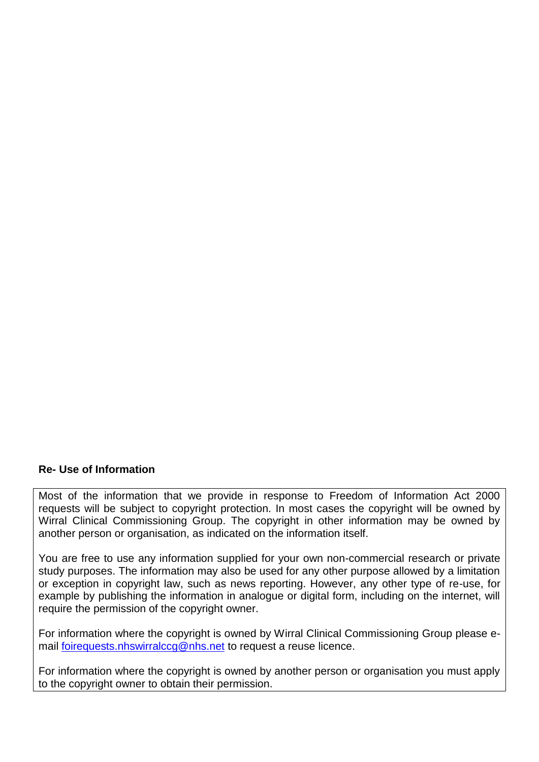**Re- Use of Information**

Most of the information that we provide in response to Freedom of Information Act 2000 requests will be subject to copyright protection. In most cases the copyright will be owned by Wirral Clinical Commissioning Group. The copyright in other information may be owned by another person or organisation, as indicated on the information itself.

You are free to use any information supplied for your own non-commercial research or private study purposes. The information may also be used for any other purpose allowed by a limitation or exception in copyright law, such as news reporting. However, any other type of re-use, for example by publishing the information in analogue or digital form, including on the internet, will require the permission of the copyright owner.

For information where the copyright is owned by Wirral Clinical Commissioning Group please e-mail foirequests.nhswirralccg@nhs.net to request a reuse licence.

For information where the copyright is owned by another person or organisation you must apply to the copyright owner to obtain their permission.